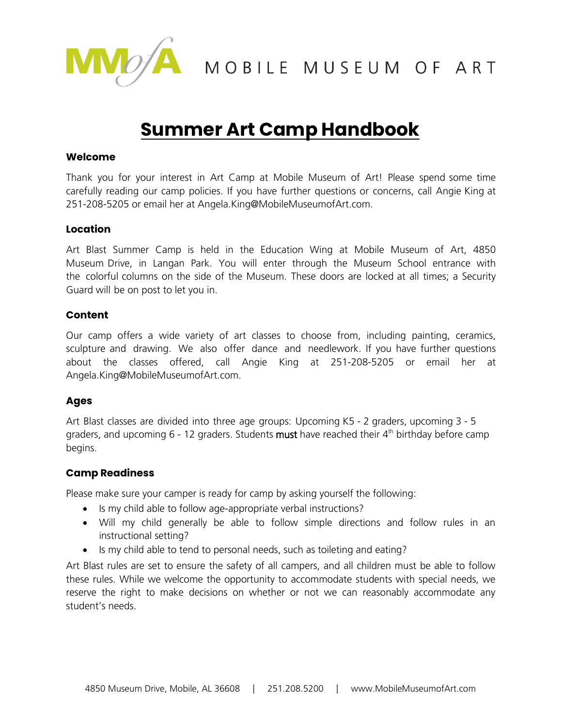MOBILE MUSEUM OF ART

# Summer Art Camp Handbook

### Welcome

Thank you for your interest in Art Camp at Mobile Museum of Art! Please spend some time carefully reading our camp policies. If you have further questions or concerns, call Angie King at 251-208-5205 or email her at Angela.King@MobileMuseumofArt.com.

### Location

Art Blast Summer Camp is held in the Education Wing at Mobile Museum of Art, 4850 Museum Drive, in Langan Park. You will enter through the Museum School entrance with the colorful columns on the side of the Museum. These doors are locked at all times; a Security Guard will be on post to let you in.

### Content

Our camp offers a wide variety of art classes to choose from, including painting, ceramics, sculpture and drawing. We also offer dance and needlework. If you have further questions about the classes offered, call Angie King at 251-208-5205 or email her at Angela.King@MobileMuseumofArt.com.

### Ages

Art Blast classes are divided into three age groups: Upcoming K5 - 2 graders, upcoming 3 - 5 graders, and upcoming 6 - 12 graders. Students **must** have reached their 4th birthday before camp begins.

### Camp Readiness

Please make sure your camper is ready for camp by asking yourself the following:

- Is my child able to follow age-appropriate verbal instructions?
- Will my child generally be able to follow simple directions and follow rules in an instructional setting?
- Is my child able to tend to personal needs, such as toileting and eating?

Art Blast rules are set to ensure the safety of all campers, and all children must be able to follow these rules. While we welcome the opportunity to accommodate students with special needs, we reserve the right to make decisions on whether or not we can reasonably accommodate any student's needs.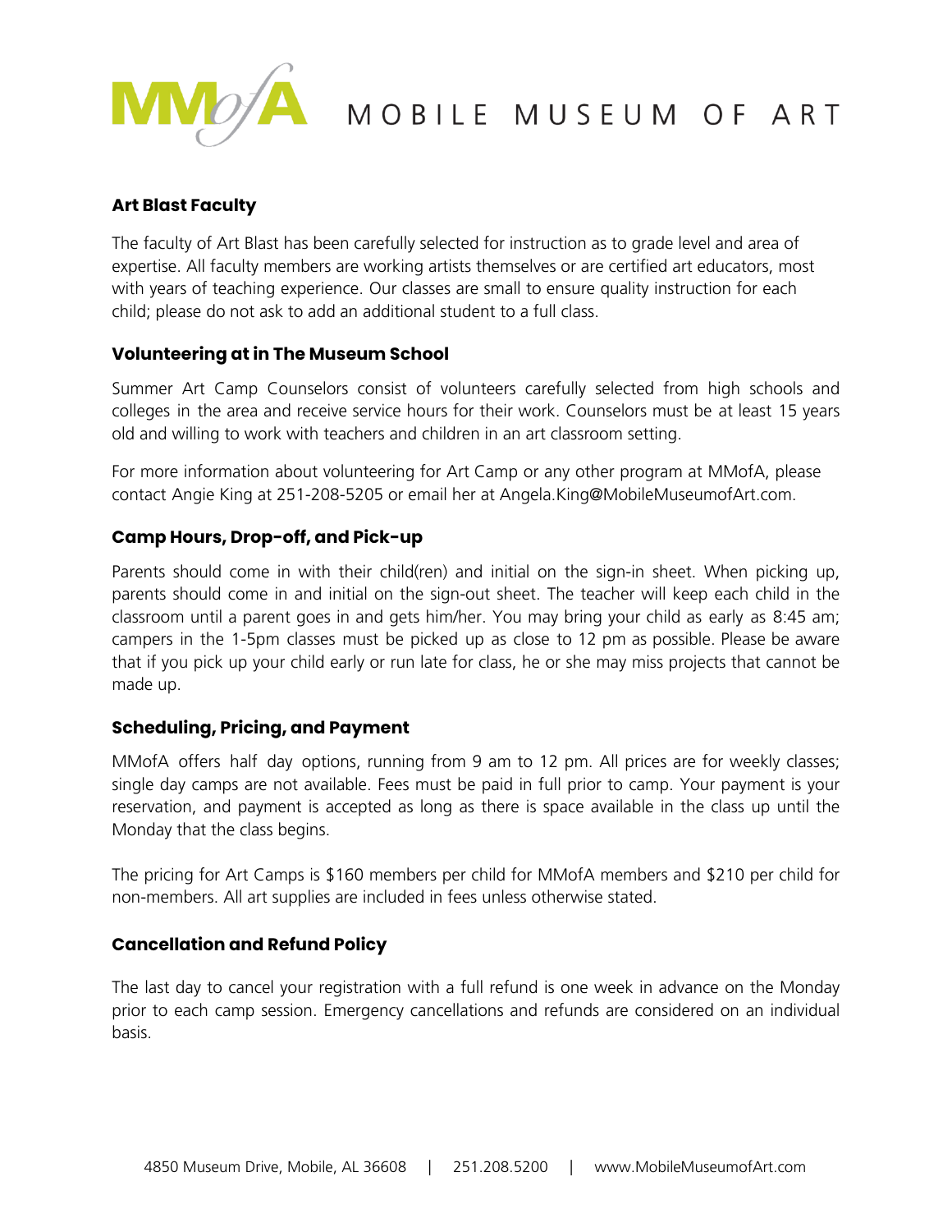## Art Blast Faculty

The faculty of Art Blast has been carefully selected for instruction as to grade level and area of expertise. All faculty members are working artists themselves or are certified art educators, most with years of teaching experience. Our classes are small to ensure quality instruction for each child; please do not ask to add an additional student to a full class.

## Volunteering at in The Museum School

Summer Art Camp Counselors consist of volunteers carefully selected from high schools and colleges in the area and receive service hours for their work. Counselors must be at least 15 years old and willing to work with teachers and children in an art classroom setting.

For more information about volunteering for Art Camp or any other program at MMofA, please contact Angie King at 251-208-5205 or email her at Angela.King@MobileMuseumofArt.com.

## Camp Hours, Drop-off, and Pick-up

Parents should come in with their child(ren) and initial on the sign-in sheet. When picking up, parents should come in and initial on the sign-out sheet. The teacher will keep each child in the classroom until a parent goes in and gets him/her. You may bring your child as early as 8:45 am; campers in the 1-5pm classes must be picked up as close to 12 pm as possible. Please be aware that if you pick up your child early or run late for class, he or she may miss projects that cannot be made up.

## Scheduling, Pricing, and Payment

MMofA offers half day options, running from 9 am to 12 pm. All prices are for weekly classes; single day camps are not available. Fees must be paid in full prior to camp. Your payment is your reservation, and payment is accepted as long as there is space available in the class up until the Monday that the class begins.

The pricing for Art Camps is $160 members per child for MMofA members and $210 per child for non-members. All art supplies are included in fees unless otherwise stated.

## Cancellation and Refund Policy

The last day to cancel your registration with a full refund is one week in advance on the Monday prior to each camp session. Emergency cancellations and refunds are considered on an individual basis.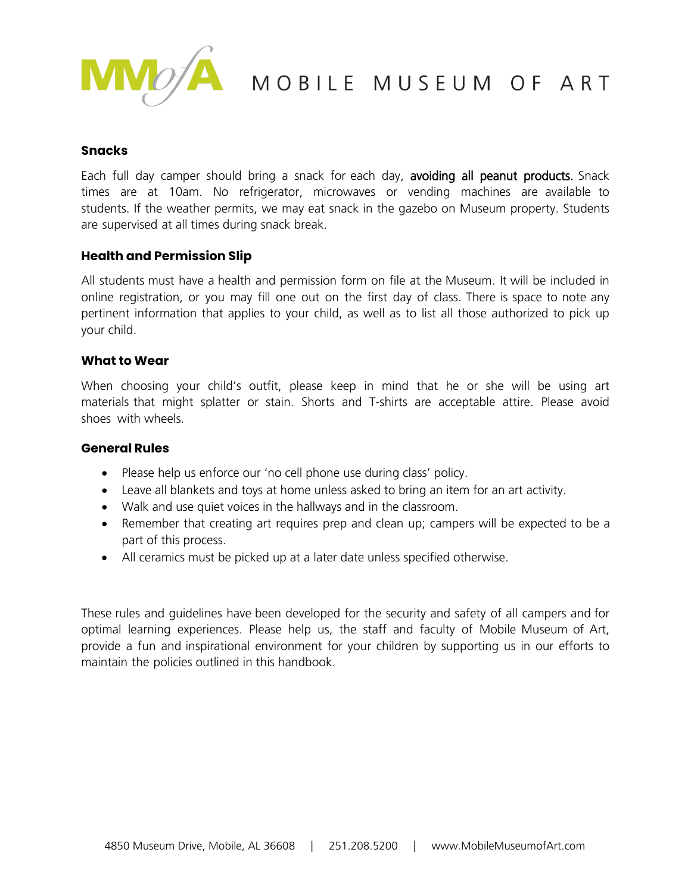### Snacks

Each full day camper should bring a snack for each day, avoiding all peanut products. Snack times are at 10am. No refrigerator, microwaves or vending machines are available to students. If the weather permits, we may eat snack in the gazebo on Museum property. Students are supervised at all times during snack break.

### Health and Permission Slip

All students must have a health and permission form on file at the Museum. It will be included in online registration, or you may fill one out on the first day of class. There is space to note any pertinent information that applies to your child, as well as to list all those authorized to pick up your child.

### What to Wear

When choosing your child's outfit, please keep in mind that he or she will be using art materials that might splatter or stain. Shorts and T-shirts are acceptable attire. Please avoid shoes with wheels.

### General Rules

- Please help us enforce our 'no cell phone use during class' policy.
- Leave all blankets and toys at home unless asked to bring an item for an art activity.
- Walk and use quiet voices in the hallways and in the classroom.
- Remember that creating art requires prep and clean up; campers will be expected to be a part of this process.
- All ceramics must be picked up at a later date unless specified otherwise.

These rules and guidelines have been developed for the security and safety of all campers and for optimal learning experiences. Please help us, the staff and faculty of Mobile Museum of Art, provide a fun and inspirational environment for your children by supporting us in our efforts to maintain the policies outlined in this handbook.